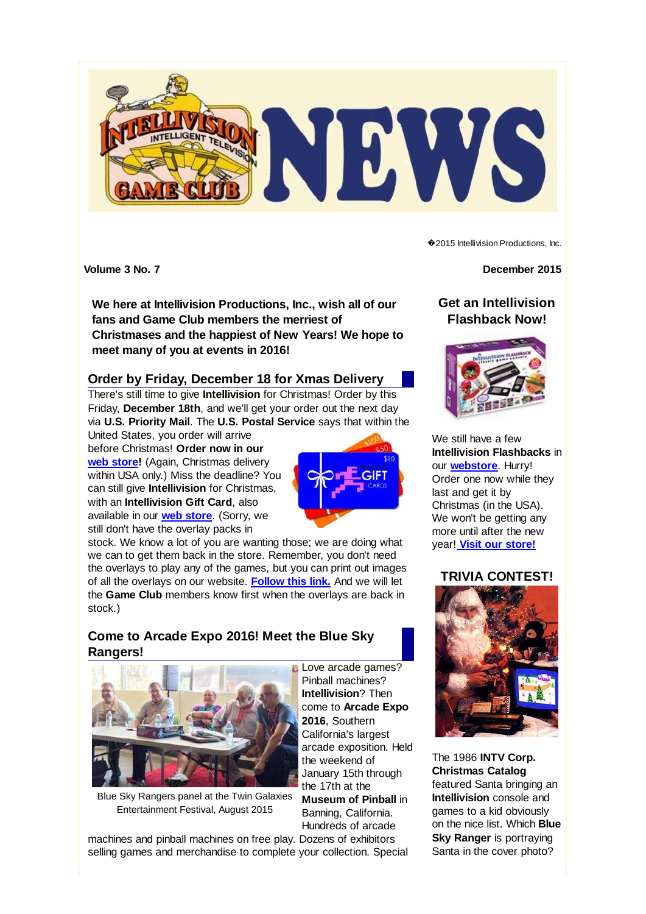# INTELLIVISION NEWS

�2015 Intellivision Productions, Inc.

**Volume 3 No. 7** **December 2015**

**We here at Intellivision Productions, Inc., wish all of our fans and Game Club members the merriest of Christmases and the happiest of New Years! We hope to meet many of you at events in 2016!**

## Order by Friday, December 18 for Xmas Delivery

There's still time to give **Intellivision** for Christmas! Order by this Friday, **December 18th**, and we'll get your order out the next day via **U.S. Priority Mail**. The **U.S. Postal Service** says that within the United States, you order will arrive before Christmas! **Order now in our [web store](#)!** (Again, Christmas delivery within USA only.) Miss the deadline? You can still give **Intellivision** for Christmas, with an **Intellivision Gift Card**, also available in our **[web store](#)**. (Sorry, we still don't have the overlay packs in stock. We know a lot of you are wanting those; we are doing what we can to get them back in the store. Remember, you don't need the overlays to play any of the games, but you can print out images of all the overlays on our website. **[Follow this link.](#)** And we will let the **Game Club** members know first when the overlays are back in stock.)

## Come to Arcade Expo 2016! Meet the Blue Sky Rangers!

Blue Sky Rangers panel at the Twin Galaxies Entertainment Festival, August 2015

Love arcade games? Pinball machines? **Intellivision**? Then come to **Arcade Expo 2016**, Southern California's largest arcade exposition. Held the weekend of January 15th through the 17th at the **Museum of Pinball** in Banning, California. Hundreds of arcade machines and pinball machines on free play. Dozens of exhibitors selling games and merchandise to complete your collection. Special

## Get an Intellivision Flashback Now!

We still have a few **Intellivision Flashbacks** in our **[webstore](#)**. Hurry! Order one now while they last and get it by Christmas (in the USA). We won't be getting any more until after the new year! **[Visit our store!](#)**

## TRIVIA CONTEST!

The 1986 **INTV Corp. Christmas Catalog** featured Santa bringing an **Intellivision** console and games to a kid obviously on the nice list. Which **Blue Sky Ranger** is portraying Santa in the cover photo?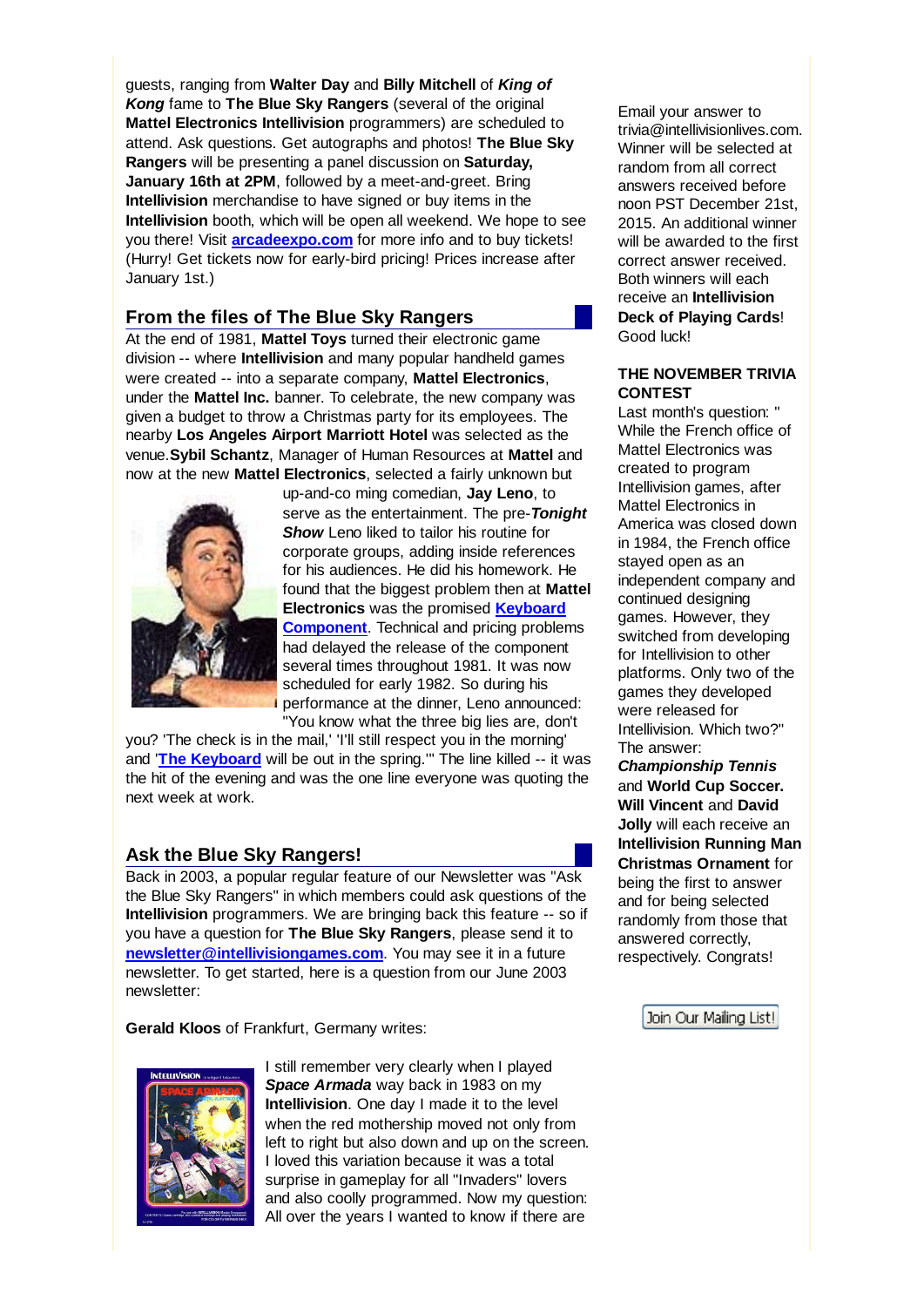guests, ranging from **Walter Day** and **Billy Mitchell** of ***King of Kong*** fame to **The Blue Sky Rangers** (several of the original **Mattel Electronics Intellivision** programmers) are scheduled to attend. Ask questions. Get autographs and photos! **The Blue Sky Rangers** will be presenting a panel discussion on **Saturday, January 16th at 2PM**, followed by a meet-and-greet. Bring **Intellivision** merchandise to have signed or buy items in the **Intellivision** booth, which will be open all weekend. We hope to see you there! Visit **arcadeexpo.com** for more info and to buy tickets! (Hurry! Get tickets now for early-bird pricing! Prices increase after January 1st.)

## From the files of The Blue Sky Rangers

At the end of 1981, **Mattel Toys** turned their electronic game division -- where **Intellivision** and many popular handheld games were created -- into a separate company, **Mattel Electronics**, under the **Mattel Inc.** banner. To celebrate, the new company was given a budget to throw a Christmas party for its employees. The nearby **Los Angeles Airport Marriott Hotel** was selected as the venue.**Sybil Schantz**, Manager of Human Resources at **Mattel** and now at the new **Mattel Electronics**, selected a fairly unknown but up-and-co ming comedian, **Jay Leno**, to serve as the entertainment. The pre-***Tonight Show*** Leno liked to tailor his routine for corporate groups, adding inside references for his audiences. He did his homework. He found that the biggest problem then at **Mattel Electronics** was the promised **Keyboard Component**. Technical and pricing problems had delayed the release of the component several times throughout 1981. It was now scheduled for early 1982. So during his performance at the dinner, Leno announced: "You know what the three big lies are, don't you? 'The check is in the mail,' 'I'll still respect you in the morning' and '**The Keyboard** will be out in the spring.'" The line killed -- it was the hit of the evening and was the one line everyone was quoting the next week at work.

## Ask the Blue Sky Rangers!

Back in 2003, a popular regular feature of our Newsletter was "Ask the Blue Sky Rangers" in which members could ask questions of the **Intellivision** programmers. We are bringing back this feature -- so if you have a question for **The Blue Sky Rangers**, please send it to **newsletter@intellivisiongames.com**. You may see it in a future newsletter. To get started, here is a question from our June 2003 newsletter:

**Gerald Kloos** of Frankfurt, Germany writes:

I still remember very clearly when I played ***Space Armada*** way back in 1983 on my **Intellivision**. One day I made it to the level when the red mothership moved not only from left to right but also down and up on the screen. I loved this variation because it was a total surprise in gameplay for all "Invaders" lovers and also coolly programmed. Now my question: All over the years I wanted to know if there are

Email your answer to trivia@intellivisionlives.com. Winner will be selected at random from all correct answers received before noon PST December 21st, 2015. An additional winner will be awarded to the first correct answer received. Both winners will each receive an **Intellivision Deck of Playing Cards**! Good luck!

**THE NOVEMBER TRIVIA CONTEST**

Last month's question: " While the French office of Mattel Electronics was created to program Intellivision games, after Mattel Electronics in America was closed down in 1984, the French office stayed open as an independent company and continued designing games. However, they switched from developing for Intellivision to other platforms. Only two of the games they developed were released for Intellivision. Which two?" The answer: ***Championship Tennis*** and **World Cup Soccer. Will Vincent** and **David Jolly** will each receive an **Intellivision Running Man Christmas Ornament** for being the first to answer and for being selected randomly from those that answered correctly, respectively. Congrats!

Join Our Mailing List!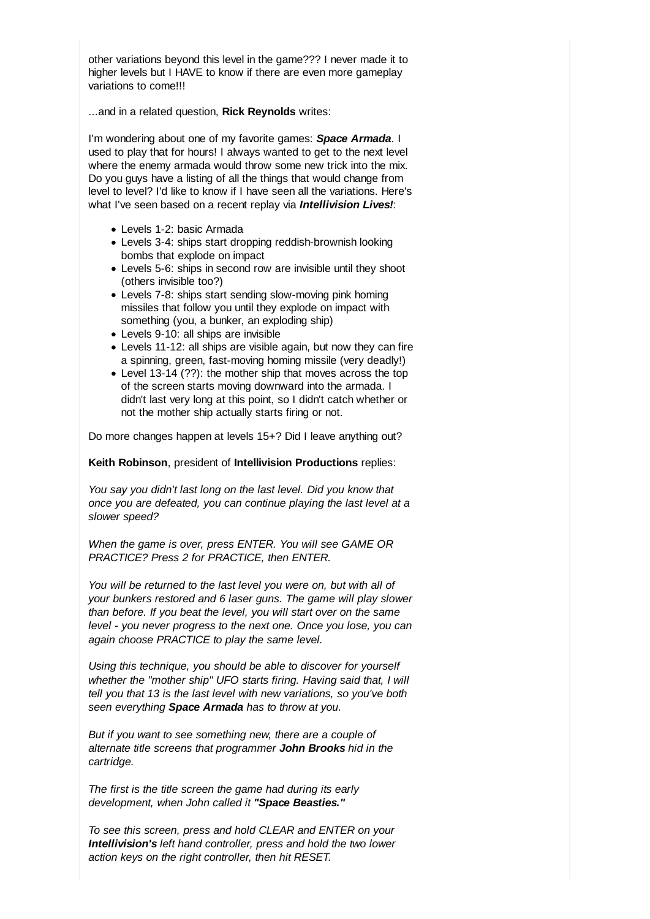other variations beyond this level in the game??? I never made it to higher levels but I HAVE to know if there are even more gameplay variations to come!!!

...and in a related question, **Rick Reynolds** writes:

I'm wondering about one of my favorite games: ***Space Armada***. I used to play that for hours! I always wanted to get to the next level where the enemy armada would throw some new trick into the mix. Do you guys have a listing of all the things that would change from level to level? I'd like to know if I have seen all the variations. Here's what I've seen based on a recent replay via ***Intellivision Lives!***:

- Levels 1-2: basic Armada
- Levels 3-4: ships start dropping reddish-brownish looking bombs that explode on impact
- Levels 5-6: ships in second row are invisible until they shoot (others invisible too?)
- Levels 7-8: ships start sending slow-moving pink homing missiles that follow you until they explode on impact with something (you, a bunker, an exploding ship)
- Levels 9-10: all ships are invisible
- Levels 11-12: all ships are visible again, but now they can fire a spinning, green, fast-moving homing missile (very deadly!)
- Level 13-14 (??): the mother ship that moves across the top of the screen starts moving downward into the armada. I didn't last very long at this point, so I didn't catch whether or not the mother ship actually starts firing or not.

Do more changes happen at levels 15+? Did I leave anything out?

**Keith Robinson**, president of **Intellivision Productions** replies:

*You say you didn't last long on the last level. Did you know that once you are defeated, you can continue playing the last level at a slower speed?*

*When the game is over, press ENTER. You will see GAME OR PRACTICE? Press 2 for PRACTICE, then ENTER.*

*You will be returned to the last level you were on, but with all of your bunkers restored and 6 laser guns. The game will play slower than before. If you beat the level, you will start over on the same level - you never progress to the next one. Once you lose, you can again choose PRACTICE to play the same level.*

*Using this technique, you should be able to discover for yourself whether the "mother ship" UFO starts firing. Having said that, I will tell you that 13 is the last level with new variations, so you've both seen everything* ***Space Armada*** *has to throw at you.*

*But if you want to see something new, there are a couple of alternate title screens that programmer* ***John Brooks*** *hid in the cartridge.*

*The first is the title screen the game had during its early development, when John called it* ***"Space Beasties."***

*To see this screen, press and hold CLEAR and ENTER on your* ***Intellivision's*** *left hand controller, press and hold the two lower action keys on the right controller, then hit RESET.*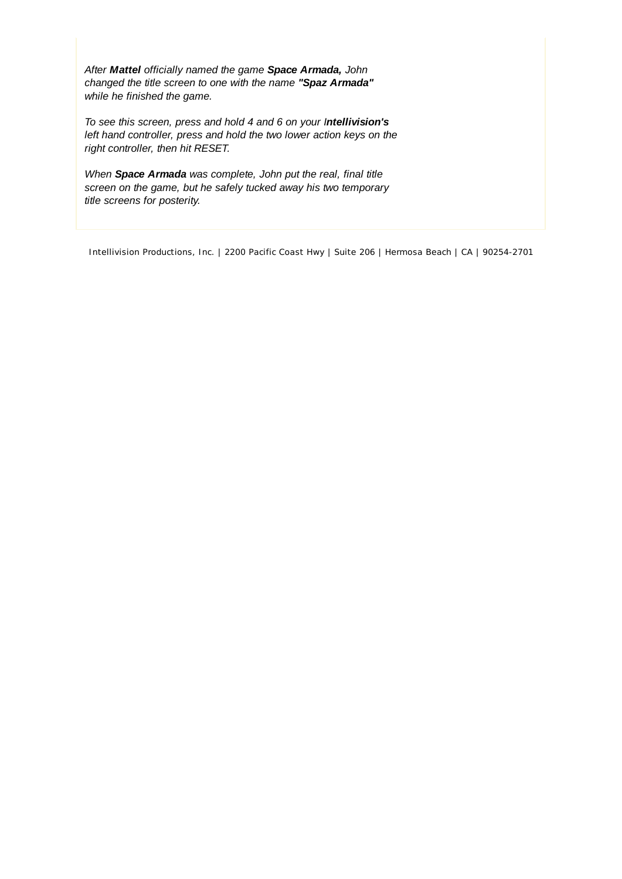*After **Mattel** officially named the game **Space Armada,** John changed the title screen to one with the name **"Spaz Armada"** while he finished the game.*

*To see this screen, press and hold 4 and 6 on your I**ntellivision's** left hand controller, press and hold the two lower action keys on the right controller, then hit RESET.*

*When **Space Armada** was complete, John put the real, final title screen on the game, but he safely tucked away his two temporary title screens for posterity.*

Intellivision Productions, Inc. | 2200 Pacific Coast Hwy | Suite 206 | Hermosa Beach | CA | 90254-2701